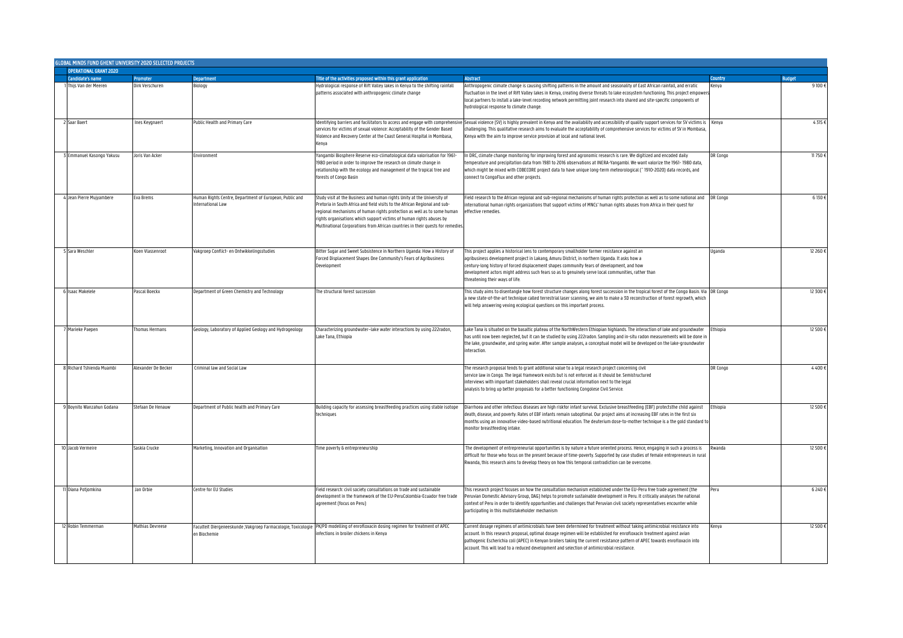# GLOBAL MINDS FUND GHENT UNIVERSITY 2020 SELECTED PROJECTS

## OPERATIONAL GRANT 2020

| | Candidate's name | Promoter | Department | Title of the activities proposed within this grant application | Abstract | Country | Budget |
|---|---|---|---|---|---|---|---|
| 1 | Thijs Van der Meeren | Dirk Verschuren | Biology | Hydrological response of Rift Valley lakes in Kenya to the shifting rainfall patterns associated with anthropogenic climate change | Anthropogenic climate change is causing shifting patterns in the amount and seasonality of East African rainfall, and erratic fluctuation in the level of Rift Valley lakes in Kenya, creating diverse threats to lake ecosystem functioning. This project empowers local partners to install a lake-level recording network permitting joint research into shared and site-specific components of hydrological response to climate change. | Kenya | 9 100 € |
| 2 | Saar Baert | Ines Keygnaert | Public Health and Primary Care | Identifying barriers and facilitators to access and engage with comprehensive services for victims of sexual violence: Acceptability of the Gender Based Violence and Recovery Center at the Coast General Hospital in Mombasa, Kenya | Sexual violence (SV) is highly prevalent in Kenya and the availability and accessibility of quality support services for SV victims is challenging. This qualitative research aims to evaluate the acceptability of comprehensive services for victims of SV in Mombasa, Kenya with the aim to improve service provision at local and national level. | Kenya | 4 315 € |
| 3 | Emmanuel Kasongo Yakusu | Joris Van Acker | Environment | Yangambi Biosphere Reserve eco-climatological data valorisation for 1961-1980 period in order to improve the research on climate change in relationship with the ecology and management of the tropical tree and forests of Congo Basin | In DRC, climate change monitoring for improving forest and agronomic research is rare. We digitized and encoded daily temperature and precipitation data from 1981 to 2016 observations at INERA-Yangambi. We want valorize the 1961- 1980 data, which might be mixed with COBECORE project data to have unique long-term meteorological (~1910-2020) data records, and connect to CongoFlux and other projects. | DR Congo | 11 750 € |
| 4 | Jean Pierre Mujyambere | Eva Brems | Human Rights Centre, Department of European, Public and International Law | Study visit at the Business and human rights Unity at the University of Pretoria in South Africa and field visits to the African Regional and sub-regional mechanisms of human rights protection as well as to some human rights organisations which support victims of human rights abuses by Multinational Corporations from African countries in their quests for remedies. | Field research to the African regional and sub-regional mechanisms of human rights protection as well as to some national and international human rights organizations that support victims of MNCs' human rights abuses from Africa in their quest for effective remedies. | DR Congo | 6 130 € |
| 5 | Sara Weschler | Koen Vlassenroot | Vakgroep Conflict- en Ontwikkelingsstudies | Bitter Sugar and Sweet Subsistence in Northern Uganda: How a History of Forced Displacement Shapes One Community's Fears of Agribusiness Development | This project applies a historical lens to contemporary smallholder farmer resistance against an agribusiness development project in Lakang, Amuru District, in northern Uganda. It asks how a century-long history of forced displacement shapes community fears of development, and how development actors might address such fears so as to genuinely serve local communities, rather than threatening their ways of life. | Uganda | 12 260 € |
| 6 | Isaac Makelele | Pascal Boeckx | Department of Green Chemistry and Technology | The structural forest succession | This study aims to disentangle how forest structure changes along forest succession in the tropical forest of the Congo Basin. Via a new state-of-the-art technique called terrestrial laser scanning, we aim to make a 3D reconstruction of forest regrowth, which will help answering vexing ecological questions on this important process. | DR Congo | 12 300 € |
| 7 | Marieke Paepen | Thomas Hermans | Geology, Laboratory of Applied Geology and Hydrogeology | Characterizing groundwater-lake water interactions by using 222radon, Lake Tana, Ethiopia | Lake Tana is situated on the basaltic plateau of the NorthWestern Ethiopian highlands. The interaction of lake and groundwater has until now been neglected, but it can be studied by using 222radon. Sampling and in-situ radon measurements will be done in the lake, groundwater, and spring water. After sample analyses, a conceptual model will be developed on the lake-groundwater interaction. | Ethiopia | 12 500 € |
| 8 | Richard Tshienda Muambi | Alexander De Becker | Criminal law and Social Law | | The research proposal tends to grant additional value to a legal research project concerning civil service law in Congo. The legal framework exists but is not enforced as it should be. Semistructured interviews with important stakeholders shall reveal crucial information next to the legal analysis to bring up better proposals for a better functioning Congolese Civil Service. | DR Congo | 4 400 € |
| 9 | Boynito Wanzahun Godana | Stefaan De Henauw | Department of Public health and Primary Care | Building capacity for assessing breastfeeding practices using stable isotope techniques | Diarrhoea and other infectious diseases are high riskfor infant survival. Exclusive breastfeeding (EBF) protectsthe child against death, disease, and poverty. Rates of EBF infants remain suboptimal. Our project aims at increasing EBF rates in the first six months using an innovative video-based nutritional education. The deuterium dose-to-mother technique is a the gold standard to monitor breastfeeding intake. | Ethiopia | 12 500 € |
| 10 | Jacob Vermeire | Saskia Crucke | Marketing, Innovation and Organisation | Time poverty & entrepreneurship | The development of entrepreneurial opportunities is by nature a future oriented process. Hence, engaging in such a process is difficult for those who focus on the present because of time-poverty. Supported by case studies of female entrepreneurs in rural Rwanda, this research aims to develop theory on how this temporal contradiction can be overcome. | Rwanda | 12 500 € |
| 11 | Diana Potjomkina | Jan Orbie | Centre for EU Studies | Field research: civil society consultations on trade and sustainable development in the framework of the EU-PeruColombia-Ecuador free trade agreement (focus on Peru) | This research project focuses on how the consultation mechanism established under the EU-Peru free trade agreement (the Peruvian Domestic Advisory Group, DAG) helps to promote sustainable development in Peru. It critically analyses the national context of Peru in order to identify opportunities and challenges that Peruvian civil society representatives encounter while participating in this multistakeholder mechanism | Peru | 6 240 € |
| 12 | Robin Temmerman | Mathias Devreese | Faculteit Diergeneeskunde ,Vakgroep Farmacologie, Toxicologie en Biochemie | PK/PD modelling of enrofloxacin dosing regimen for treatment of APEC infections in broiler chickens in Kenya | Current dosage regimens of antimicrobials have been determined for treatment without taking antimicrobial resistance into account. In this research proposal, optimal dosage regimen will be established for enrofloxacin treatment against avian pathogenic Escherichia coli (APEC) in Kenyan broilers taking the current resistance pattern of APEC towards enrofloxacin into account. This will lead to a reduced development and selection of antimicrobial resistance. | Kenya | 12 500 € |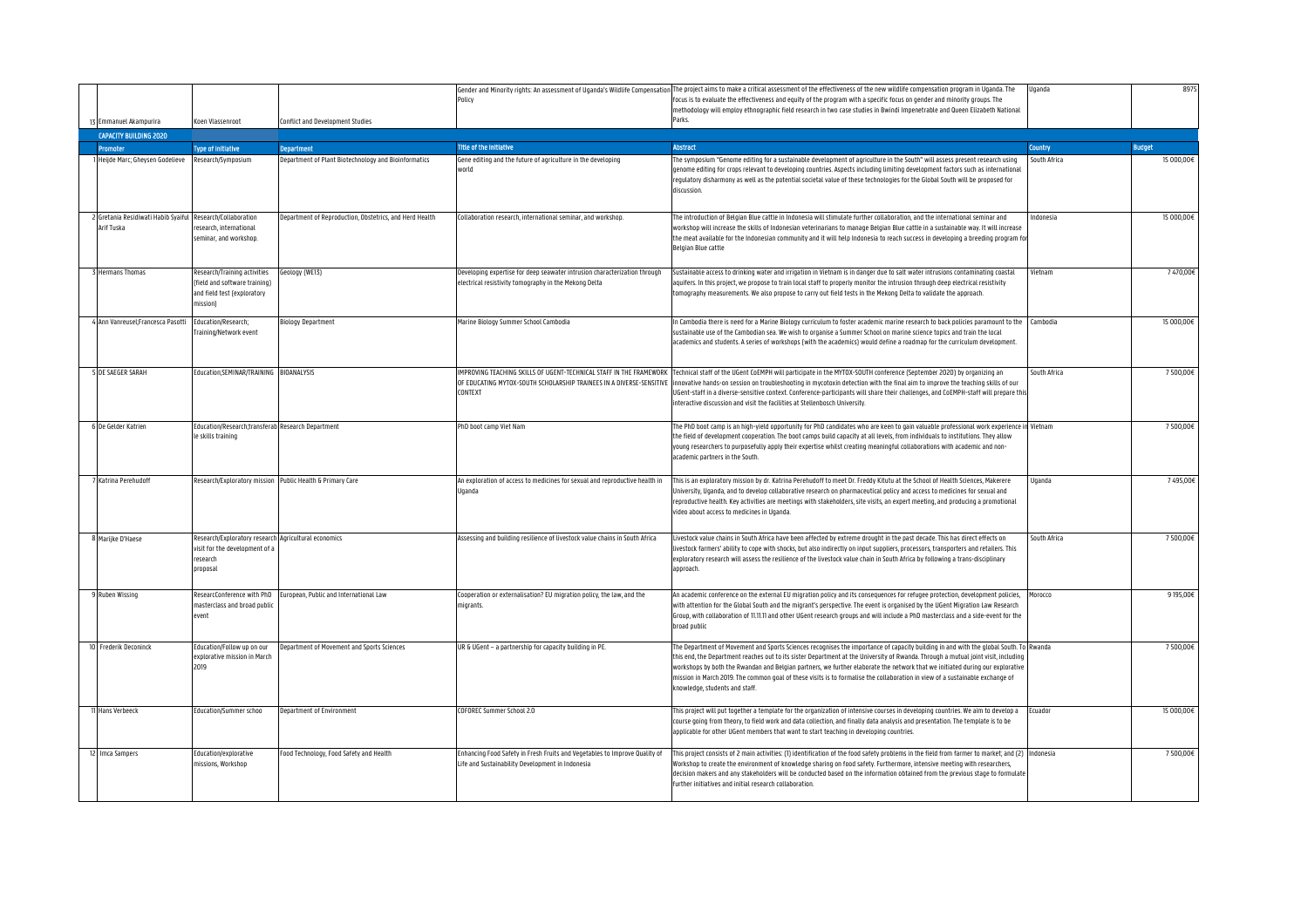| | Promoter | Type of initiative | Department | Title of the initiative | Abstract | Country | Budget |
|---|---|---|---|---|---|---|---|
| 13 | Emmanuel Akampurira | Koen Vlassenroot | Conflict and Development Studies | Gender and Minority rights: An assessment of Uganda's Wildlife Compensation Policy | The project aims to make a critical assessment of the effectiveness of the new wildlife compensation program in Uganda. The focus is to evaluate the effectiveness and equity of the program with a specific focus on gender and minority groups. The methodology will employ ethnographic field research in two case studies in Bwindi Impenetrable and Queen Elizabeth National Parks. | Uganda | 8975 |

**CAPACITY BUILDING 2020**

| | Promoter | Type of initiative | Department | Title of the initiative | Abstract | Country | Budget |
|---|---|---|---|---|---|---|---|
| 1 | Heijde Marc; Gheysen Godelieve | Research/Symposium | Department of Plant Biotechnology and Bioinformatics | Gene editing and the future of agriculture in the developing world | The symposium "Genome editing for a sustainable development of agriculture in the South" will assess present research using genome editing for crops relevant to developing countries. Aspects including limiting development factors such as international regulatory disharmony as well as the potential societal value of these technologies for the Global South will be proposed for discussion. | South Africa | 15 000,00€ |
| 2 | Gretania Residiwati Habib Syaiful Arif Tuska | Research/Collaboration research, international seminar, and workshop. | Department of Reproduction, Obstetrics, and Herd Health | Collaboration research, international seminar, and workshop. | The introduction of Belgian Blue cattle in Indonesia will stimulate further collaboration, and the international seminar and workshop will increase the skills of Indonesian veterinarians to manage Belgian Blue cattle in a sustainable way. It will increase the meat available for the Indonesian community and it will help Indonesia to reach success in developing a breeding program for Belgian Blue cattle | Indonesia | 15 000,00€ |
| 3 | Hermans Thomas | Research/Training activities (field and software training) and field test (exploratory mission) | Geology (WE13) | Developing expertise for deep seawater intrusion characterization through electrical resistivity tomography in the Mekong Delta | Sustainable access to drinking water and irrigation in Vietnam is in danger due to salt water intrusions contaminating coastal aquifers. In this project, we propose to train local staff to properly monitor the intrusion through deep electrical resistivity tomography measurements. We also propose to carry out field tests in the Mekong Delta to validate the approach. | Vietnam | 7 470,00€ |
| 4 | Ann Vanreusel,Francesca Pasotti | Education/Research; Training/Network event | Biology Department | Marine Biology Summer School Cambodia | In Cambodia there is need for a Marine Biology curriculum to foster academic marine research to back policies paramount to the sustainable use of the Cambodian sea. We wish to organise a Summer School on marine science topics and train the local academics and students. A series of workshops (with the academics) would define a roadmap for the curriculum development. | Cambodia | 15 000,00€ |
| 5 | DE SAEGER SARAH | Education;SEMINAR/TRAINING | BIOANALYSIS | IMPROVING TEACHING SKILLS OF UGENT-TECHNICAL STAFF IN THE FRAMEWORK OF EDUCATING MYTOX-SOUTH SCHOLARSHIP TRAINEES IN A DIVERSE-SENSITIVE CONTEXT | Technical staff of the UGent CoEMPH will participate in the MYTOX-SOUTH conference (September 2020) by organizing an innovative hands-on session on troubleshooting in mycotoxin detection with the final aim to improve the teaching skills of our UGent-staff in a diverse-sensitive context. Conference-participants will share their challenges, and CoEMPH-staff will prepare this interactive discussion and visit the facilities at Stellenbosch University. | South Africa | 7 500,00€ |
| 6 | De Gelder Katrien | Education/Research;transferable skills training | Research Department | PhD boot camp Viet Nam | The PhD boot camp is an high-yield opportunity for PhD candidates who are keen to gain valuable professional work experience in the field of development cooperation. The boot camps build capacity at all levels, from individuals to institutions. They allow young researchers to purposefully apply their expertise whilst creating meaningful collaborations with academic and non-academic partners in the South. | Vietnam | 7 500,00€ |
| 7 | Katrina Perehudoff | Research/Exploratory mission | Public Health & Primary Care | An exploration of access to medicines for sexual and reproductive health in Uganda | This is an exploratory mission by dr. Katrina Perehudoff to meet Dr. Freddy Kitutu at the School of Health Sciences, Makerere University, Uganda, and to develop collaborative research on pharmaceutical policy and access to medicines for sexual and reproductive health. Key activities are meetings with stakeholders, site visits, an expert meeting, and producing a promotional video about access to medicines in Uganda. | Uganda | 7 495,00€ |
| 8 | Marijke D'Haese | Research/Exploratory research visit for the development of a research proposal | Agricultural economics | Assessing and building resilience of livestock value chains in South Africa | Livestock value chains in South Africa have been affected by extreme drought in the past decade. This has direct effects on livestock farmers' ability to cope with shocks, but also indirectly on input suppliers, processors, transporters and retailers. This exploratory research will assess the resilience of the livestock value chain in South Africa by following a trans-disciplinary approach. | South Africa | 7 500,00€ |
| 9 | Ruben Wissing | ResearcConference with PhD masterclass and broad public event | European, Public and International Law | Cooperation or externalisation? EU migration policy, the law, and the migrants. | An academic conference on the external EU migration policy and its consequences for refugee protection, development policies, with attention for the Global South and the migrant's perspective. The event is organised by the UGent Migration Law Research Group, with collaboration of 11.11.11 and other UGent research groups and will include a PhD masterclass and a side-event for the broad public | Morocco | 9 195,00€ |
| 10 | Frederik Deconinck | Education/Follow up on our explorative mission in March 2019 | Department of Movement and Sports Sciences | UR & UGent – a partnership for capacity building in PE. | The Department of Movement and Sports Sciences recognises the importance of capacity building in and with the global South. To this end, the Department reaches out to its sister Department at the University of Rwanda. Through a mutual joint visit, including workshops by both the Rwandan and Belgian partners, we further elaborate the network that we initiated during our explorative mission in March 2019. The common goal of these visits is to formalise the collaboration in view of a sustainable exchange of knowledge, students and staff. | Rwanda | 7 500,00€ |
| 11 | Hans Verbeeck | Education/Summer schoo | Department of Environment | COFOREC Summer School 2.0 | This project will put together a template for the organization of intensive courses in developing countries. We aim to develop a course going from theory, to field work and data collection, and finally data analysis and presentation. The template is to be applicable for other UGent members that want to start teaching in developing countries. | Ecuador | 15 000,00€ |
| 12 | Imca Sampers | Education/explorative missions, Workshop | Food Technology, Food Safety and Health | Enhancing Food Safety in Fresh Fruits and Vegetables to Improve Quality of Life and Sustainability Development in Indonesia | This project consists of 2 main activities: (1) identification of the food safety problems in the field from farmer to market; and (2) Workshop to create the environment of knowledge sharing on food safety. Furthermore, intensive meeting with researchers, decision makers and any stakeholders will be conducted based on the information obtained from the previous stage to formulate further initiatives and initial research collaboration. | Indonesia | 7 500,00€ |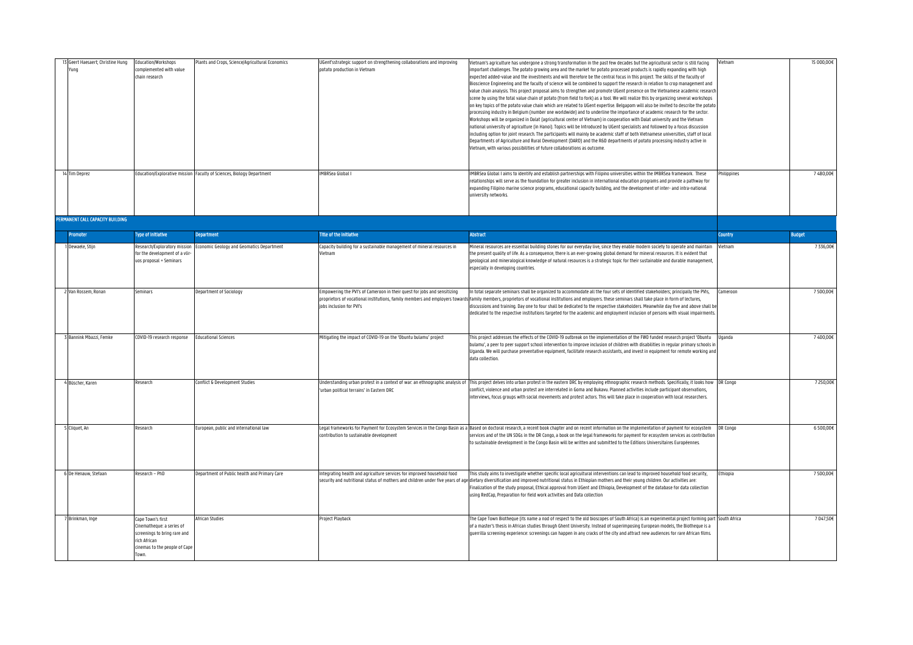| | | | | | | |
|---|---|---|---|---|---|---|
| 13 Geert Haesaert; Christine Hung Yung | Education/Workshops complemented with value chain research | Plants and Crops, Science/Agricultural Economics | UGent'sstrategic support on strengthening collaborations and improving potato production in Vietnam | Vietnam's agriculture has undergone a strong transformation in the past few decades but the agricultural sector is still facing important challenges. The potato growing area and the market for potato processed products is rapidly expanding with high expected added-value and the investments and will therefore be the central focus in this project. The skills of the faculty of Bioscience Engineering and the faculty of science will be combined to support the research in relation to crop management and value chain analysis. This project proposal aims to strengthen and promote UGent presence on the Vietnamese academic research scene by using the total value chain of potato (from field to fork) as a tool. We will realize this by organizing several workshops on key topics of the potato value chain which are related to UGent expertise. Belgapom will also be invited to describe the potato processing industry in Belgium (number one worldwide) and to underline the importance of academic research for the sector. Workshops will be organized in Dalat (agricultural center of Vietnam) in cooperation with Dalat university and the Vietnam national university of agriculture (in Hanoi). Topics will be Introduced by UGent specialists and followed by a focus discussion including option for joint research. The participants will mainly be academic staff of both Vietnamese universities, staff of local Departments of Agriculture and Rural Development (DARD) and the R&D departments of potato processing industry active in Vietnam, with various possibilities of future collaborations as outcome. | Vietnam | 15 000,00€ |
| 14 Tim Deprez | Education/Explorative mission | Faculty of Sciences, Biology Department | IMBRSea Global I | IMBRSea Global I aims to identify and establish partnerships with Filipino universities within the IMBRSea framework. These relationships will serve as the foundation for greater inclusion in international education programs and provide a pathway for expanding Filipino marine science programs, educational capacity building, and the development of inter- and intra-national university networks. | Philippines | 7 480,00€ |

## PERMANENT CALL CAPACITY BUILDING

| Promoter | Type of initiative | Department | Title of the initiative | Abstract | Country | Budget |
|---|---|---|---|---|---|---|
| 1 Dewaele, Stijn | Research/Exploratory mission for the development of a vlir-uos proposal + Seminars | Economic Geology and Geomatics Department | Capacity building for a sustainable management of mineral resources in Vietnam | Mineral resources are essential building stones for our everyday live, since they enable modern society to operate and maintain the present quality of life. As a consequence, there is an ever-growing global demand for mineral resources. It is evident that geological and mineralogical knowledge of natural resources is a strategic topic for their sustainable and durable management, especially in developing countries. | Vietnam | 7 336,00€ |
| 2 Van Rossem, Ronan | Seminars | Department of Sociology | Empowering the PVI's of Cameroon in their quest for jobs and sensitizing proprietors of vocational institutions, family members and employers towards jobs inclusion for PVI's | In total separate seminars shall be organized to accommodate all the four sets of identified stakeholders; principally the PVIs, family members, proprietors of vocational institutions and employers. these seminars shall take place in form of lectures, discussions and training. Day one to four shall be dedicated to the respective stakeholders. Meanwhile day five and above shall be dedicated to the respective institutions targeted for the academic and employment inclusion of persons with visual impairments. | Cameroon | 7 500,00€ |
| 3 Bannink Mbazzi, Femke | COVID-19 research response | Educational Sciences | Mitigating the impact of COVID-19 on the 'Obuntu bulamu' project | This project addresses the effects of the COVID-19 outbreak on the implementation of the FWO funded research project 'Obuntu bulamu', a peer to peer support school intervention to improve inclusion of children with disabilities in regular primary schools in Uganda. We will purchase preventative equipment, facilitate research assistants, and invest in equipment for remote working and data collection. | Uganda | 7 400,00€ |
| 4 Büscher, Karen | Research | Conflict & Development Studies | Understanding urban protest in a context of war: an ethnographic analysis of 'urban political terrains' in Eastern DRC | This project delves into urban protest in the eastern DRC by employing ethnographic research methods. Specifically, it looks how conflict, violence and urban protest are interrelated in Goma and Bukavu. Planned activities include participant observations, interviews, focus groups with social movements and protest actors. This will take place in cooperation with local researchers. | DR Congo | 7 250,00€ |
| 5 Cliquet, An | Research | European, public and international law | Legal frameworks for Payment for Ecosystem Services in the Congo Basin as a contribution to sustainable development | Based on doctoral research, a recent book chapter and on recent information on the implementation of payment for ecosystem services and of the UN SDGs in the DR Congo, a book on the legal frameworks for payment for ecosystem services as contribution to sustainable development in the Congo Basin will be written and submitted to the Editions Universitaires Européennes. | DR Congo | 6 500,00€ |
| 6 De Henauw, Stefaan | Research – PhD | Department of Public health and Primary Care | Integrating health and agriculture services for improved household food security and nutritional status of mothers and children under five years of age | This study aims to investigate whether specific local agricultural interventions can lead to improved household food security, dietary diversification and improved nutritional status in Ethiopian mothers and their young children. Our activities are: Finalization of the study proposal, Ethical approval from UGent and Ethiopia, Development of the database for data collection using RedCap, Preparation for field work activities and Data collection | Ethiopia | 7 500,00€ |
| 7 Brinkman, Inge | Cape Town's first Cinematheque: a series of screenings to bring rare and rich African cinemas to the people of Cape Town. | African Studies | Project Playback | The Cape Town Biotheque (its name a nod of respect to the old bioscopes of South Africa) is an experimental project forming part of a master's thesis in African studies through Ghent University. Instead of superimposing European models, the Biotheque is a guerrilla screening experience: screenings can happen in any cracks of the city and attract new audiences for rare African films. | South Africa | 7 047,50€ |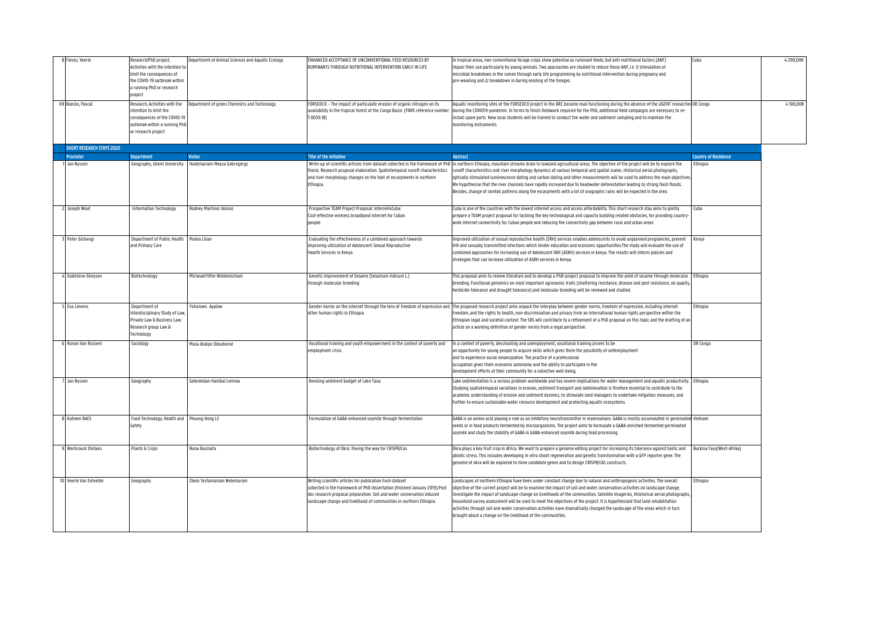| | | | | | | |
|---|---|---|---|---|---|---|
| 8 Fievez, Veerle | Research/PhD project, Activities with the intention to limit the consequences of the COVID-19 outbreak within a running PhD or research project | Department of Animal Sciences and Aquatic Ecology | ENHANCED ACCEPTANCE OF UNCONVENTIONAL FEED RESOURCES BY RUMINANTS THROUGH NUTRITIONAL INTERVENTION EARLY IN LIFE | In tropical areas, non-conventional forage crops show potential as ruminant feeds, but anti-nutritional factors (ANF) impair their use particularly by young animals. Two approaches are studied to reduce those ANF, i.e. 1/ stimulation of microbial breakdown in the rumen through early life programming by nutritional intervention during pregnancy and pre-weaning and 2/ breakdown in during ensiling of the forages. | Cuba | 4 290,00€ |
| 69 Boeckx, Pascal | Research, Activities with the intention to limit the consequences of the COVID-19 outbreak within a running PhD or research project | Department of green Chemistry and Technology | FORSEDCO – The impact of particulate erosion of organic nitrogen on its availability in the tropical forest of the Congo Basin. (FNRS reference number: T.0059.18) | Aquatic monitoring sites of the FORSEDCO project in the DRC became mall functioning during the absence of the UGENT researcher during the COVID19-pandemic. In terms to finish fieldwork required for the PhD, additional field campaigns are necessary to re-install spare parts. New local students will be trained to conduct the water and sediment sampling and to maintain the monitoring instruments. | DR Congo | 4 100,00€ |

## SHORT RESEARCH STAYS 2020

| Promoter | Department | Visitor | Title of the initiative | Abstract | Country of Residence |
|---|---|---|---|---|---|
| 1 Jan Nyssen | Geography, Ghent University | Hailemariam Meaza Gebregergs | Write-up of scientific articles from dataset collected in the framework of PhD thesis. Research proposal elaboration: Spatiotemporal runoff characteristics and river morphology changes on the foot of escarpments in northern Ethiopia. | In northern Ethiopia, mountain streams drain to lowland agricultural areas. The objective of the project will be to explore the runoff characteristics and river morphology dynamics at various temporal and spatial scales. Historical aerial photographs, optically stimulated luminescence dating and carbon dating and other measurements will be used to address the main objectives. We hypothesize that the river channels have rapidly increased due to headwater deforestation leading to strong flash floods. Besides, change of rainfall patterns along the escarpments with a lot of orographic rains will be expected in the area. | Ethiopia |
| 2 Joseph Wout | Information Technology | Rodney Martinez Alonso | Prospective TEAM Project Proposal: Internet4Cuba: Cost-effective wireless broadband Internet for Cuban people. | Cuba is one of the countries with the lowest internet access and access affordability. This short research stay aims to jointly prepare a TEAM project proposal for tackling the key technological and capacity building related obstacles, for providing country-wide internet connectivity for Cuban people and reducing the connectivity gap between rural and urban areas | Cuba |
| 3 Peter Gichangi | Department of Public Health and Primary Care | Mutea Lilian | Evaluating the effectiveness of a combined approach towards improving utilization of Adolescent Sexual Reproductive Health Services in Kenya | Improved utilization of sexual reproductive health (SRH) services enables adolescents to avoid unplanned pregnancies, prevent HIV and sexually transmitted infections which hinder education and economic opportunities.The study will evaluate the use of combined approaches for increasing use of Adolescent SRH (ASRH) services in kenya. The results will inform policies and strategies that can increase utilization of ASRH services in Kenya. | Kenya |
| 4 Godelieve Gheysen | Biotechnology | MichealeYifter Weldemichael | Genetic improvement of Sesame (Sesamum indicum L.) through molecular breeding | This proposal aims to review literature and to develop a PhD-project proposal to improve the yield of sesame through molecular breeding. Functional genomics on most important agronomic traits (shattering resistance, disease and pest resistance, oil quality, herbicide tolerance and drought tolerance) and molecular breeding will be reviewed and studied. | Ethiopia |
| 5 Eva Lievens | Department of Interdisciplinary Study of Law, Private Law & Business Law; Research group Law & Technology | Yohannes Ayalew | Gender norms on the internet through the lens of freedom of expression and other human rights in Ethiopia | The proposed research project aims unpack the interplay between gender norms, freedom of expression, including internet freedom, and the rights to health, non-discrimination and privacy from an international human rights perspective within the Ethiopian legal and societal context. The SRS will contribute to a refinement of a PhD proposal on this topic and the drafting of an article on a working definition of gender norms from a legal perspective. | Ethiopia |
| 6 Ronan Van Rossem | Sociology | Musa Alokpo Dieudonné | Vocational training and youth empowerment in the context of poverty and employment crisis. | In a context of poverty, deschooling and unemployment, vocational training proves to be an opportunity for young people to acquire skills which gives them the possibility of selfemployment and to experience social emancipation. The practice of a professional occupation gives them economic autonomy and the ability to participate in the development efforts of their community for a collective well-being. | DR Congo |
| 7 Jan Nyssen | Geography | Gebrekidan Hanibal Lemma | Revising sediment budget of Lake Tana | Lake sedimentation is a serious problem worldwide and has severe implications for water management and aquatic productivity. Studying spatiotemporal variations in erosion, sediment transport and sedimenation is threfore essential to contribute to the academic understanding of erosion and sediment dynmics, to stimulate land managers to undertake mitgation measures, and further to ensure sustainable water resource development and protecting aquatic ecosystems. | Ethiopia |
| 8 Katleen RAES | Food Technology, Health and Safety | Phuong Hong LE | Formulation of GABA-enhanced soymilk through fermentation | GABA is an amino acid playing a role as an inhibitory neurotransmitter in mammalians. GABA is mostly accumulated in germinated seeds or in food products fermented by microorganisms. The project aims to formulate a GABA-enriched fermented germinated soymilk and study the stability of GABA in GABA-enhanced soymilk during food processing. | Vietnam |
| 9 Werbrouck Stefaan | Plants & Crops | Nana Rasmata | Biotechnology of Okra: Paving the way for CRISPR/Cas | Okra plays a key fruit crop in Africa. We want to prepare a genome editing project for increasing its tolerance against biotic and abiotic stress. This includes developing in vitro shoot regeneration and genetic transformation with a GFP reporter gene. The genome of okra will be explored to mine candidate genes and to design CRISPR/CAS constructs. | Burkina Faso(West-Afrika) |
| 10 Veerle Van Eetvelde | Geography | Zbelo Tesfamariam Welemaram | Writing scientific articles for publication from dataset collected in the framework of PhD dissertation (finished January 2019).Post doc research proposal preparation: Soil and water conservation induced landscape change and livelihood of communities in northern Ethiopia. | Landscapes of northern Ethiopia have been under constant change due to natural and anthropogenic activities. The overall objective of the current project will be to examine the impact of soil and water conservation activities on landscape change; investigate the impact of landscape change on livelihoods of the communities. Satellite imageries, hhistorical aerial photographs, household survey assessment will be used to meet the objectives of the project. It is hypothesised that land rehabilitation activities through soil and water conservation activities have dramatically changed the landscape of the areas which in turn brought about a change on the livelihood of the communities. | Ethiopia |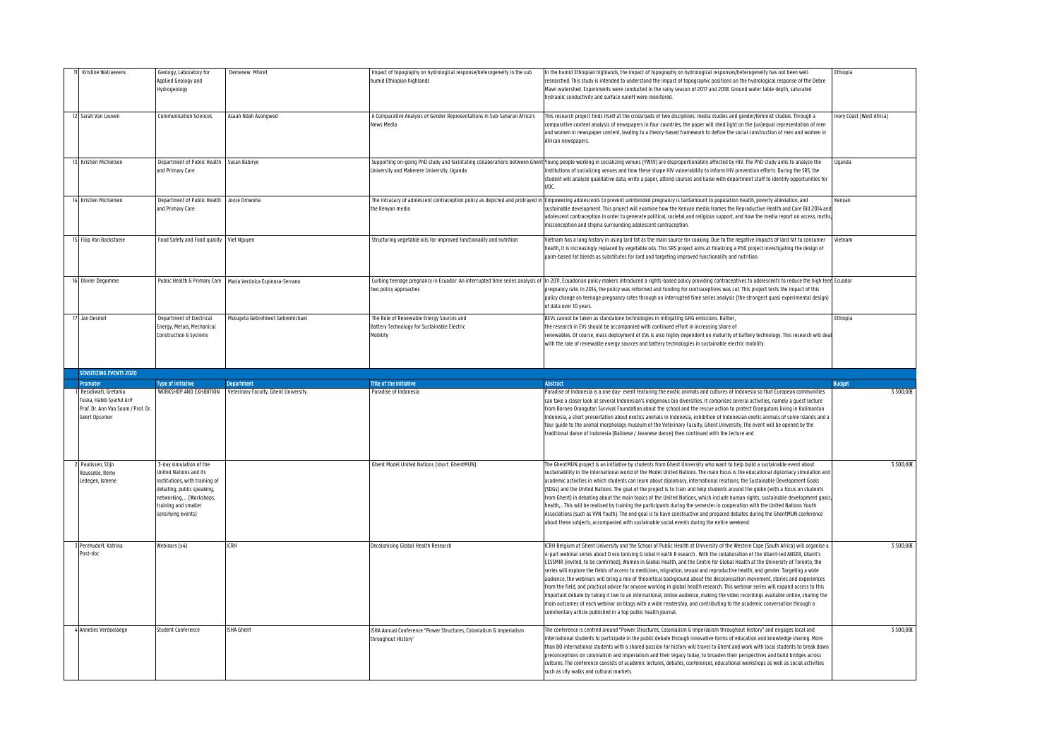| | | | | | | |
|---|---|---|---|---|---|---|
| 11 | Kristine Walraevens | Geology, Laboratory for Applied Geology and Hydrogeology | Demesew Mhiret | Impact of topography on hydrological response/heterogeneity in the sub humid Ethiopian highlands | In the humid Ethiopian highlands, the impact of topography on hydrological responses/heterogeneity has not been well researched. This study is intended to understand the impact of topographic positions on the hydrological response of the Debre Mawi watershed. Experiments were conducted in the rainy season of 2017 and 2018. Ground water table depth, saturated hydraulic conductivity and surface runoff were monitored. | Ethiopia |
| 12 | Sarah Van Leuven | Communication Sciences | Asaah Ndah Asongwed | A Comparative Analysis of Gender Representations in Sub-Saharan Africa's News Media | This research project finds itself at the crossroads of two disciplines: media studies and gender/feminist studies. Through a comparative content analysis of newspapers in four countries, the paper will shed light on the (un)equal representation of men and women in newspaper content, leading to a theory-based framework to define the social construction of men and women in African newspapers. | Ivory Coast (West Africa) |
| 13 | Kristien Michielsen | Department of Public Health and Primary Care | Susan Babirye | Supporting on-going PhD study and facilitating collaborations between Ghent University and Makerere University, Uganda | Young people working in socializing venues (YWSV) are disproportionately affected by HIV. The PhD study aims to analyze the institutions of socializing venues and how these shape HIV vulnerability to inform HIV prevention efforts. During the SRS, the student will analyze qualitative data, write a paper, attend courses and liaise with department staff to identify opportunities for UDC. | Uganda |
| 14 | Kristien Michielsen | Department of Public Health and Primary Care | Joyce Omwoha | The intracacy of adolescent contraception policy as depicted and protrayed in the Kenyan media | Empowering adolescents to prevent unintended pregnancy is tantamount to population health, poverty alleviation, and sustainable development. This project will examine how the Kenyan media frames the Reproductive Health and Care Bill 2014 and adolescent contraception in order to generate political, societal and religious support, and how the media report on access, myths, misconception and stigma surrounding adolescent contraception. | Kenyan |
| 15 | Filip Van Bockstaele | Food Safety and Food quality | Viet Nguyen | Structuring vegetable oils for improved functionality and nutrition | Vietnam has a long history in using lard fat as the main source for cooking. Due to the negative impacts of lard fat to consumer health, it is increasingly replaced by vegetable oils. This SRS project aims at finalizing a PhD project investigating the design of palm-based fat blends as substitutes for lard and targeting improved functionality and nutrition. | Vietnam |
| 16 | Olivier Degomme | Public Health & Primary Care | María Verónica Espinosa-Serrano | Curbing teenage pregnancy in Ecuador: An interrupted time series analysis of two policy approaches | In 2011, Ecuadorian policy makers introduced a rights-based policy providing contraceptives to adolescents to reduce the high teen pregnancy rate. In 2014, the policy was reformed and funding for contraceptives was cut. This project tests the impact of this policy change on teenage pregnancy rates through an interrupted time series analysis (the strongest quasi experimental design) of data over 10 years. | Ecuador |
| 17 | Jan Desmet | Department of Electrical Energy, Metals, Mechanical Construction & Systems | Mulugeta Gebrehiwot Gebremichael | The Role of Renewable Energy Sources and Battery Technology for Sustainable Electric Mobility | BEVs cannot be taken as standalone technologies in mitigating GHG emissions. Rather, the research in EVs should be accompanied with continued effort in increasing share of renewables. Of course, mass deployment of EVs is also highly dependent on maturity of battery technology. This research will deal with the role of renewable energy sources and battery technologies in sustainable electric mobility. | Ethiopia |

## SENSITIZING EVENTS 2020

| | Promoter | Type of initiative | Department | Title of the initiative | Abstract | Budget |
|---|---|---|---|---|---|---|
| 1 | Residiwati, Gretania Tuska, Habib Syaiful Arif Prof. Dr. Ann Van Soom / Prof. Dr. Geert Opsomer | WORKSHOP AND EXHIBITION | Veterinary Faculty, Ghent University. | Paradise of Indonesia | Paradise of Indonesia is a one day- event featuring the exotic animals and cultures of Indonesia so that European communities can take a closer look at several Indonesian's indigenous bio diversities. It comprises several activities, namely a guest lecture from Borneo Orangutan Survival Foundation about the school and the rescue action to protect Orangutans living in Kalimantan Indonesia, a short presentation about exotics animals in Indonesia, exhibition of Indonesian exotic animals of some islands and a tour guide to the animal morphology museum of the Veterinary Faculty, Ghent University. The event will be opened by the traditional dance of Indonesia (Balinese / Javanese dance) then continued with the lecture and | 3 500,00€ |
| 2 | Paulissen, Stijn Rousselle, Rémy Ledegen, Ismene | 3-day simulation of the United Nations and its institutions, with training of debating, public speaking, networking, ... (Workshops, training and smaller sensifying events) | | Ghent Model United Nations (short: GhentMUN) | The GhentMUN project is an initiative by students from Ghent University who want to help build a sustainable event about sustainability in the international world of the Model United Nations. The main focus is the educational diplomacy simulation and academic activities in which students can learn about diplomacy, international relations, the Sustainable Development Goals (SDGs) and the United Nations. The goal of the project is to train and help students around the globe (with a focus on students from Ghent) in debating about the main topics of the United Nations, which include human rights, sustainable development goals, health,.. This will be realised by training the participants during the semester in cooperation with the United Nations Youth Associations (such as VVN Youth). The end goal is to have constructive and prepared debates during the GhentMUN conference about these subjects, accompanied with sustainable social events during the entire weekend. | 3 500,00€ |
| 3 | Perehudoff, Katrina Post-doc | Webinars (x4) | ICRH | Decolonising Global Health Research | ICRH Belgium at Ghent University and the School of Public Health at University of the Western Cape (South Africa) will organise a 4-part webinar series about D eco lonising G lobal H ealth R esearch . With the collaboration of the UGent-led ANSER, UGent's CESSMIR (invited, to be confirmed), Women in Global Health, and the Centre for Global Health at the University of Toronto, the series will explore the fields of access to medicines, migration, sexual and reproductive health, and gender. Targeting a wide audience, the webinars will bring a mix of theoretical background about the decolonisation movement, stories and experiences from the field, and practical advice for anyone working in global health research. This webinar series will expand access to this important debate by taking it live to an international, online audience, making the video recordings available online, sharing the main outcomes of each webinar on blogs with a wide readership, and contributing to the academic conversation through a commentary article published in a top public health journal. | 3 500,00€ |
| 4 | Annelies Verdoolaege | Student Conference | ISHA Ghent | ISHA Annual Conference "Power Structures, Colonialism & Imperialism throughout History" | The conference is centred around "Power Structures, Colonialism & Imperialism throughout History" and engages local and international students to participate in the public debate through innovative forms of education and knowledge sharing. More than 80 international students with a shared passion for history will travel to Ghent and work with local students to break down preconceptions on colonialism and imperialism and their legacy today, to broaden their perspectives and build bridges across cultures. The conference consists of academic lectures, debates, conferences, educational workshops as well as social activities such as city walks and cultural markets. | 3 500,00€ |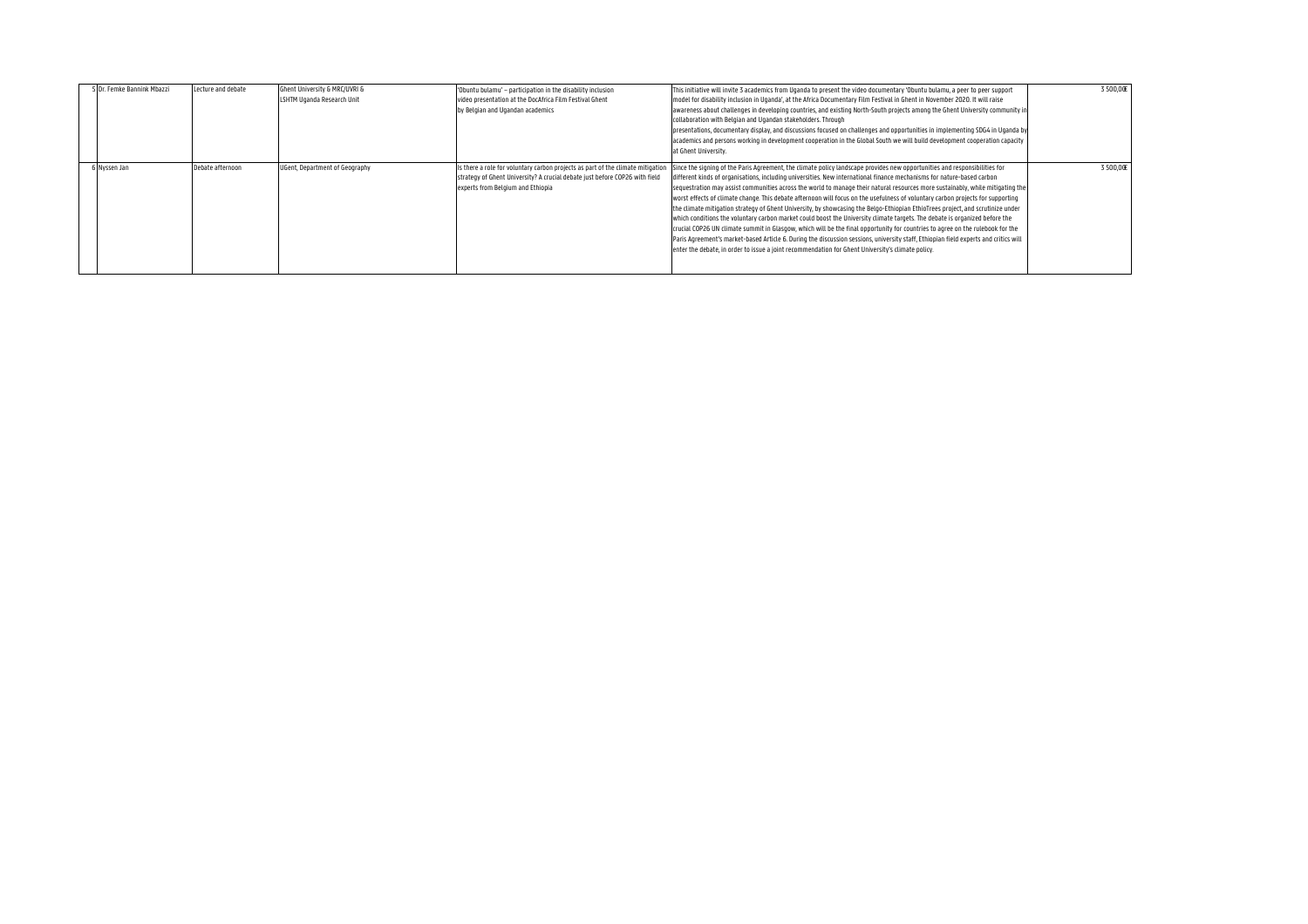| | | | | | |
|---|---|---|---|---|---|
| 5 | Dr. Femke Bannink Mbazzi | Lecture and debate | Ghent University & MRC/UVRI & LSHTM Uganda Research Unit | 'Obuntu bulamu' – participation in the disability inclusion video presentation at the DocAfrica Film Festival Ghent by Belgian and Ugandan academics | This initiative will invite 3 academics from Uganda to present the video documentary 'Obuntu bulamu, a peer to peer support model for disability inclusion in Uganda', at the Africa Documentary Film Festival in Ghent in November 2020. It will raise awareness about challenges in developing countries, and existing North-South projects among the Ghent University community in collaboration with Belgian and Ugandan stakeholders. Through presentations, documentary display, and discussions focused on challenges and opportunities in implementing SDG4 in Uganda by academics and persons working in development cooperation in the Global South we will build development cooperation capacity at Ghent University. | 3 500,00€ |
| 6 | Nyssen Jan | Debate afternoon | UGent, Department of Geography | Is there a role for voluntary carbon projects as part of the climate mitigation strategy of Ghent University? A crucial debate just before COP26 with field experts from Belgium and Ethiopia | Since the signing of the Paris Agreement, the climate policy landscape provides new opportunities and responsibilities for different kinds of organisations, including universities. New international finance mechanisms for nature-based carbon sequestration may assist communities across the world to manage their natural resources more sustainably, while mitigating the worst effects of climate change. This debate afternoon will focus on the usefulness of voluntary carbon projects for supporting the climate mitigation strategy of Ghent University, by showcasing the Belgo-Ethiopian EthioTrees project, and scrutinize under which conditions the voluntary carbon market could boost the University climate targets. The debate is organized before the crucial COP26 UN climate summit in Glasgow, which will be the final opportunity for countries to agree on the rulebook for the Paris Agreement's market-based Article 6. During the discussion sessions, university staff, Ethiopian field experts and critics will enter the debate, in order to issue a joint recommendation for Ghent University's climate policy. | 3 500,00€ |